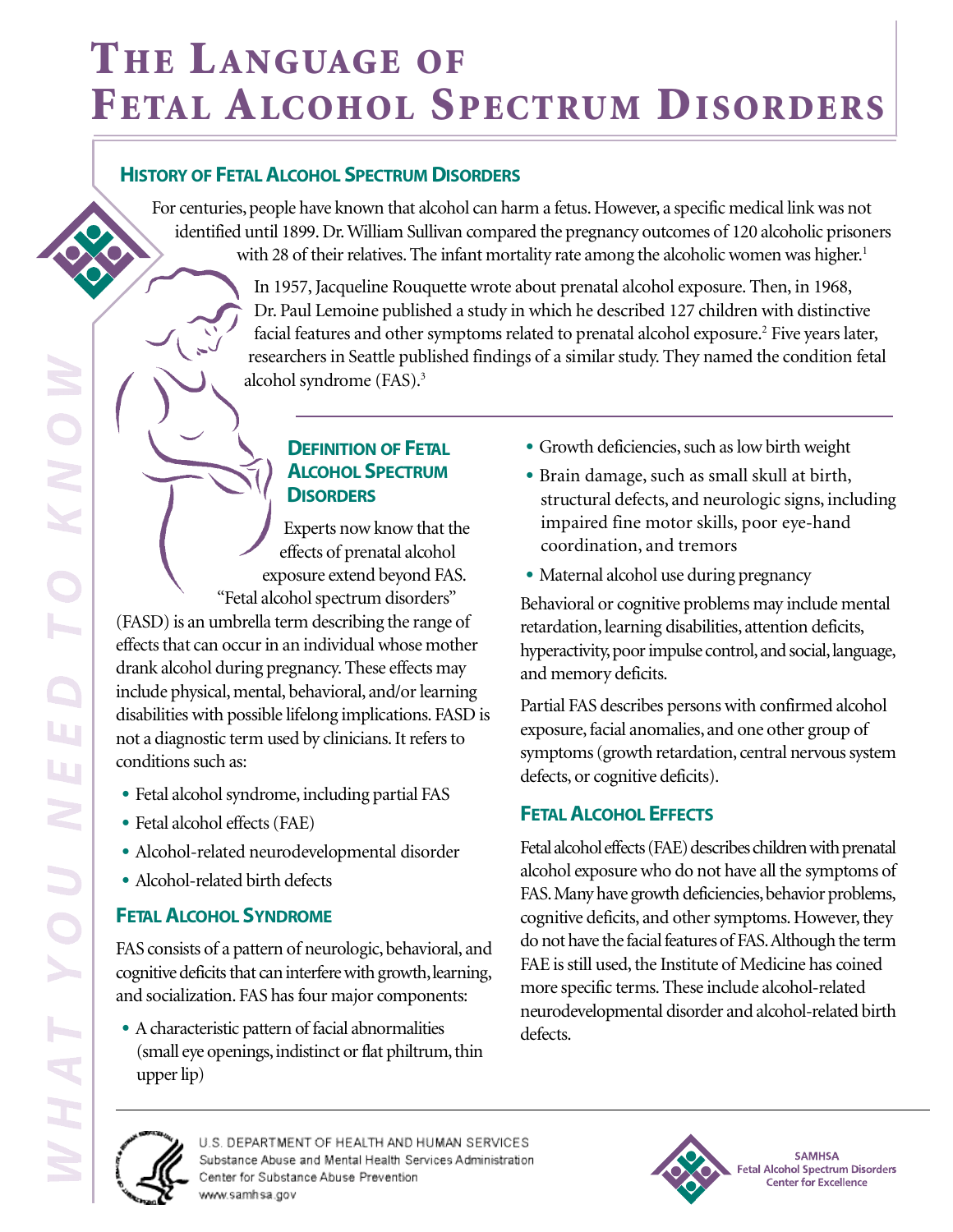# The Language of Fetal Alcohol Spectrum Disorders

## History of Fetal Alcohol Spectrum Disorders

For centuries, people have known that alcohol can harm a fetus. However, a specific medical link was not identified until 1899. Dr. William Sullivan compared the pregnancy outcomes of 120 alcoholic prisoners with 28 of their relatives. The infant mortality rate among the alcoholic women was higher.[1]

In 1957, Jacqueline Rouquette wrote about prenatal alcohol exposure. Then, in 1968, Dr. Paul Lemoine published a study in which he described 127 children with distinctive facial features and other symptoms related to prenatal alcohol exposure.[2] Five years later, researchers in Seattle published findings of a similar study. They named the condition fetal alcohol syndrome (FAS).[3]

## Definition of Fetal Alcohol Spectrum Disorders

Experts now know that the effects of prenatal alcohol exposure extend beyond FAS. "Fetal alcohol spectrum disorders" (FASD) is an umbrella term describing the range of effects that can occur in an individual whose mother drank alcohol during pregnancy. These effects may include physical, mental, behavioral, and/or learning disabilities with possible lifelong implications. FASD is not a diagnostic term used by clinicians. It refers to conditions such as:

- Fetal alcohol syndrome, including partial FAS
- Fetal alcohol effects (FAE)
- Alcohol-related neurodevelopmental disorder
- Alcohol-related birth defects

## Fetal Alcohol Syndrome

FAS consists of a pattern of neurologic, behavioral, and cognitive deficits that can interfere with growth, learning, and socialization. FAS has four major components:

- A characteristic pattern of facial abnormalities (small eye openings, indistinct or flat philtrum, thin upper lip)
- Growth deficiencies, such as low birth weight
- Brain damage, such as small skull at birth, structural defects, and neurologic signs, including impaired fine motor skills, poor eye-hand coordination, and tremors
- Maternal alcohol use during pregnancy

Behavioral or cognitive problems may include mental retardation, learning disabilities, attention deficits, hyperactivity, poor impulse control, and social, language, and memory deficits.

Partial FAS describes persons with confirmed alcohol exposure, facial anomalies, and one other group of symptoms (growth retardation, central nervous system defects, or cognitive deficits).

## Fetal Alcohol Effects

Fetal alcohol effects (FAE) describes children with prenatal alcohol exposure who do not have all the symptoms of FAS. Many have growth deficiencies, behavior problems, cognitive deficits, and other symptoms. However, they do not have the facial features of FAS. Although the term FAE is still used, the Institute of Medicine has coined more specific terms. These include alcohol-related neurodevelopmental disorder and alcohol-related birth defects.

U.S. Department of Health and Human Services
Substance Abuse and Mental Health Services Administration
Center for Substance Abuse Prevention
www.samhsa.gov

SAMHSA
Fetal Alcohol Spectrum Disorders
Center for Excellence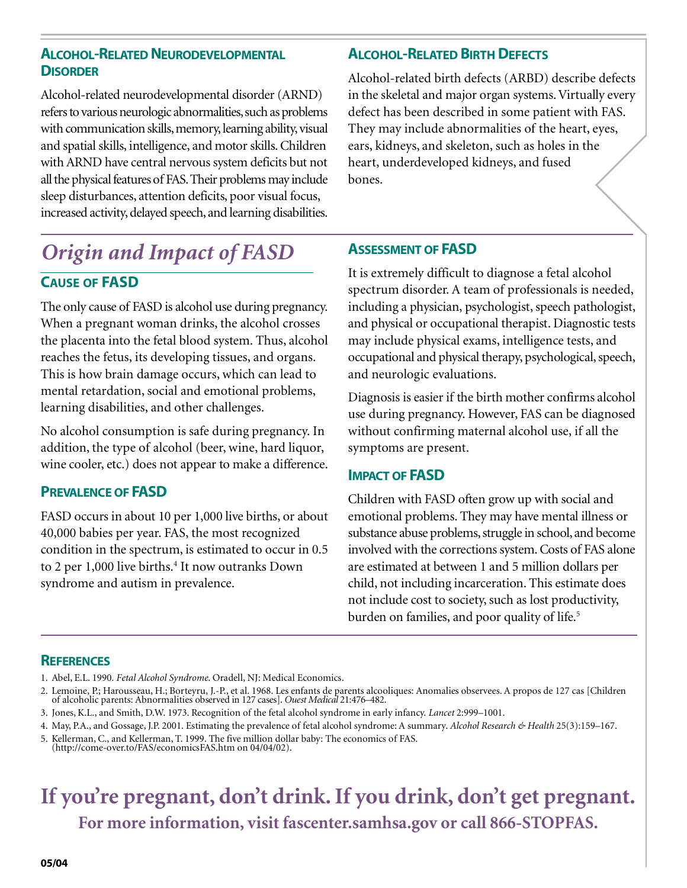### Alcohol-Related Neurodevelopmental Disorder

Alcohol-related neurodevelopmental disorder (ARND) refers to various neurologic abnormalities, such as problems with communication skills, memory, learning ability, visual and spatial skills, intelligence, and motor skills. Children with ARND have central nervous system deficits but not all the physical features of FAS. Their problems may include sleep disturbances, attention deficits, poor visual focus, increased activity, delayed speech, and learning disabilities.

### Alcohol-Related Birth Defects

Alcohol-related birth defects (ARBD) describe defects in the skeletal and major organ systems. Virtually every defect has been described in some patient with FAS. They may include abnormalities of the heart, eyes, ears, kidneys, and skeleton, such as holes in the heart, underdeveloped kidneys, and fused bones.

## *Origin and Impact of FASD*

### Cause of FASD

The only cause of FASD is alcohol use during pregnancy. When a pregnant woman drinks, the alcohol crosses the placenta into the fetal blood system. Thus, alcohol reaches the fetus, its developing tissues, and organs. This is how brain damage occurs, which can lead to mental retardation, social and emotional problems, learning disabilities, and other challenges.

No alcohol consumption is safe during pregnancy. In addition, the type of alcohol (beer, wine, hard liquor, wine cooler, etc.) does not appear to make a difference.

### Prevalence of FASD

FASD occurs in about 10 per 1,000 live births, or about 40,000 babies per year. FAS, the most recognized condition in the spectrum, is estimated to occur in 0.5 to 2 per 1,000 live births.[4] It now outranks Down syndrome and autism in prevalence.

### Assessment of FASD

It is extremely difficult to diagnose a fetal alcohol spectrum disorder. A team of professionals is needed, including a physician, psychologist, speech pathologist, and physical or occupational therapist. Diagnostic tests may include physical exams, intelligence tests, and occupational and physical therapy, psychological, speech, and neurologic evaluations.

Diagnosis is easier if the birth mother confirms alcohol use during pregnancy. However, FAS can be diagnosed without confirming maternal alcohol use, if all the symptoms are present.

### Impact of FASD

Children with FASD often grow up with social and emotional problems. They may have mental illness or substance abuse problems, struggle in school, and become involved with the corrections system. Costs of FAS alone are estimated at between 1 and 5 million dollars per child, not including incarceration. This estimate does not include cost to society, such as lost productivity, burden on families, and poor quality of life.[5]

### References

1. Abel, E.L. 1990. *Fetal Alcohol Syndrome*. Oradell, NJ: Medical Economics.
2. Lemoine, P.; Harousseau, H.; Borteyru, J.-P., et al. 1968. Les enfants de parents alcooliques: Anomalies observees. A propos de 127 cas [Children of alcoholic parents: Abnormalities observed in 127 cases]. *Ouest Medical* 21:476–482.
3. Jones, K.L., and Smith, D.W. 1973. Recognition of the fetal alcohol syndrome in early infancy. *Lancet* 2:999–1001.
4. May, P.A., and Gossage, J.P. 2001. Estimating the prevalence of fetal alcohol syndrome: A summary. *Alcohol Research & Health* 25(3):159–167.
5. Kellerman, C., and Kellerman, T. 1999. The five million dollar baby: The economics of FAS. (http://come-over.to/FAS/economicsFAS.htm on 04/04/02).

**If you're pregnant, don't drink. If you drink, don't get pregnant.**

**For more information, visit fascenter.samhsa.gov or call 866-STOPFAS.**

05/04